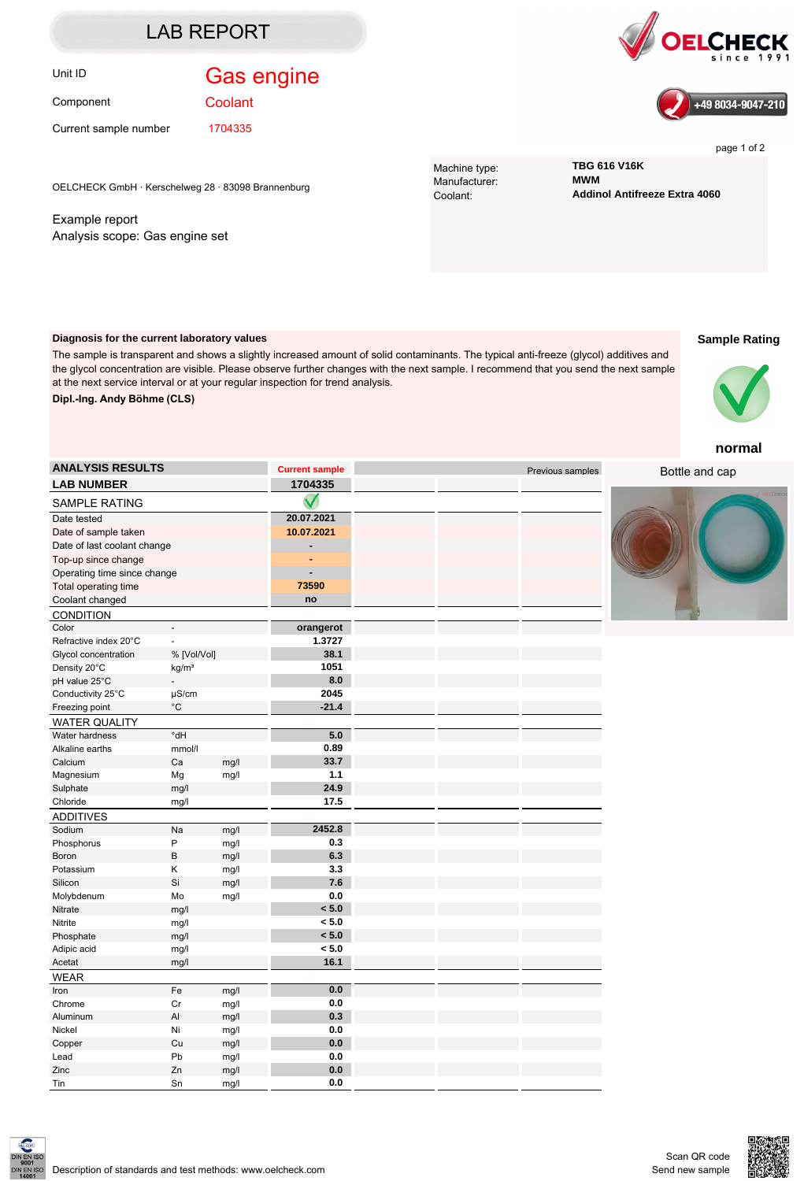# LAB REPORT

Unit ID: **Gas engine**

Component: **Coolant**

Current sample number: **1704335**

OELCHECK since 1991

+49 8034-9047-210

| | |
|---|---|
| Machine type: | **TBG 616 V16K** |
| Manufacturer: | **MWM** |
| Coolant: | **Addinol Antifreeze Extra 4060** |

OELCHECK GmbH · Kerschelweg 28 · 83098 Brannenburg

Example report
Analysis scope: Gas engine set

**Diagnosis for the current laboratory values**

The sample is transparent and shows a slightly increased amount of solid contaminants. The typical anti-freeze (glycol) additives and the glycol concentration are visible. Please observe further changes with the next sample. I recommend that you send the next sample at the next service interval or at your regular inspection for trend analysis.

**Dipl.-Ing. Andy Böhme (CLS)**

**Sample Rating**

**normal**

| ANALYSIS RESULTS | | | Current sample | Previous samples | | |
|---|---|---|---|---|---|---|
| **LAB NUMBER** | | | **1704335** | | | |
| SAMPLE RATING | | | ✓ | | | |
| Date tested | | | 20.07.2021 | | | |
| Date of sample taken | | | 10.07.2021 | | | |
| Date of last coolant change | | | - | | | |
| Top-up since change | | | - | | | |
| Operating time since change | | | - | | | |
| Total operating time | | | 73590 | | | |
| Coolant changed | | | no | | | |
| **CONDITION** | | | | | | |
| Color | - | | orangerot | | | |
| Refractive index 20°C | - | | 1.3727 | | | |
| Glycol concentration | % [Vol/Vol] | | 38.1 | | | |
| Density 20°C | kg/m³ | | 1051 | | | |
| pH value 25°C | - | | 8.0 | | | |
| Conductivity 25°C | µS/cm | | 2045 | | | |
| Freezing point | °C | | -21.4 | | | |
| **WATER QUALITY** | | | | | | |
| Water hardness | °dH | | 5.0 | | | |
| Alkaline earths | mmol/l | | 0.89 | | | |
| Calcium | Ca | mg/l | 33.7 | | | |
| Magnesium | Mg | mg/l | 1.1 | | | |
| Sulphate | mg/l | | 24.9 | | | |
| Chloride | mg/l | | 17.5 | | | |
| **ADDITIVES** | | | | | | |
| Sodium | Na | mg/l | 2452.8 | | | |
| Phosphorus | P | mg/l | 0.3 | | | |
| Boron | B | mg/l | 6.3 | | | |
| Potassium | K | mg/l | 3.3 | | | |
| Silicon | Si | mg/l | 7.6 | | | |
| Molybdenum | Mo | mg/l | 0.0 | | | |
| Nitrate | mg/l | | < 5.0 | | | |
| Nitrite | mg/l | | < 5.0 | | | |
| Phosphate | mg/l | | < 5.0 | | | |
| Adipic acid | mg/l | | < 5.0 | | | |
| Acetat | mg/l | | 16.1 | | | |
| **WEAR** | | | | | | |
| Iron | Fe | mg/l | 0.0 | | | |
| Chrome | Cr | mg/l | 0.0 | | | |
| Aluminum | Al | mg/l | 0.3 | | | |
| Nickel | Ni | mg/l | 0.0 | | | |
| Copper | Cu | mg/l | 0.0 | | | |
| Lead | Pb | mg/l | 0.0 | | | |
| Zinc | Zn | mg/l | 0.0 | | | |
| Tin | Sn | mg/l | 0.0 | | | |

Bottle and cap

DIN EN ISO 9001 · DIN EN ISO 14001

Description of standards and test methods: www.oelcheck.com

Scan QR code
Send new sample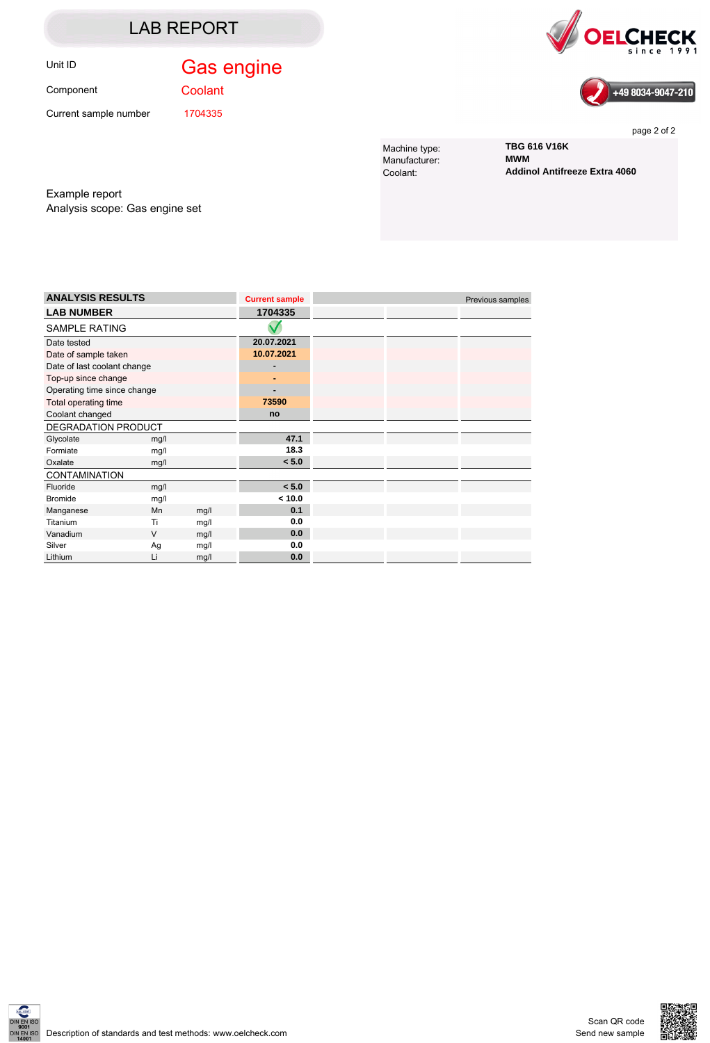# LAB REPORT

Unit ID: Gas engine

Component: Coolant

Current sample number: 1704335

OELCHECK since 1991

+49 8034-9047-210

| | |
|---|---|
| Machine type: | **TBG 616 V16K** |
| Manufacturer: | **MWM** |
| Coolant: | **Addinol Antifreeze Extra 4060** |

Example report

Analysis scope: Gas engine set

| ANALYSIS RESULTS | | | Current sample | Previous samples | | |
|---|---|---|---|---|---|---|
| **LAB NUMBER** | | | **1704335** | | | |
| SAMPLE RATING | | | ✓ | | | |
| Date tested | | | 20.07.2021 | | | |
| Date of sample taken | | | 10.07.2021 | | | |
| Date of last coolant change | | | - | | | |
| Top-up since change | | | - | | | |
| Operating time since change | | | - | | | |
| Total operating time | | | 73590 | | | |
| Coolant changed | | | no | | | |
| DEGRADATION PRODUCT | | | | | | |
| Glycolate | mg/l | | 47.1 | | | |
| Formiate | mg/l | | 18.3 | | | |
| Oxalate | mg/l | | < 5.0 | | | |
| CONTAMINATION | | | | | | |
| Fluoride | mg/l | | < 5.0 | | | |
| Bromide | mg/l | | < 10.0 | | | |
| Manganese | Mn | mg/l | 0.1 | | | |
| Titanium | Ti | mg/l | 0.0 | | | |
| Vanadium | V | mg/l | 0.0 | | | |
| Silver | Ag | mg/l | 0.0 | | | |
| Lithium | Li | mg/l | 0.0 | | | |

DIN EN ISO 9001 DIN EN ISO 14001

Description of standards and test methods: www.oelcheck.com

Scan QR code
Send new sample